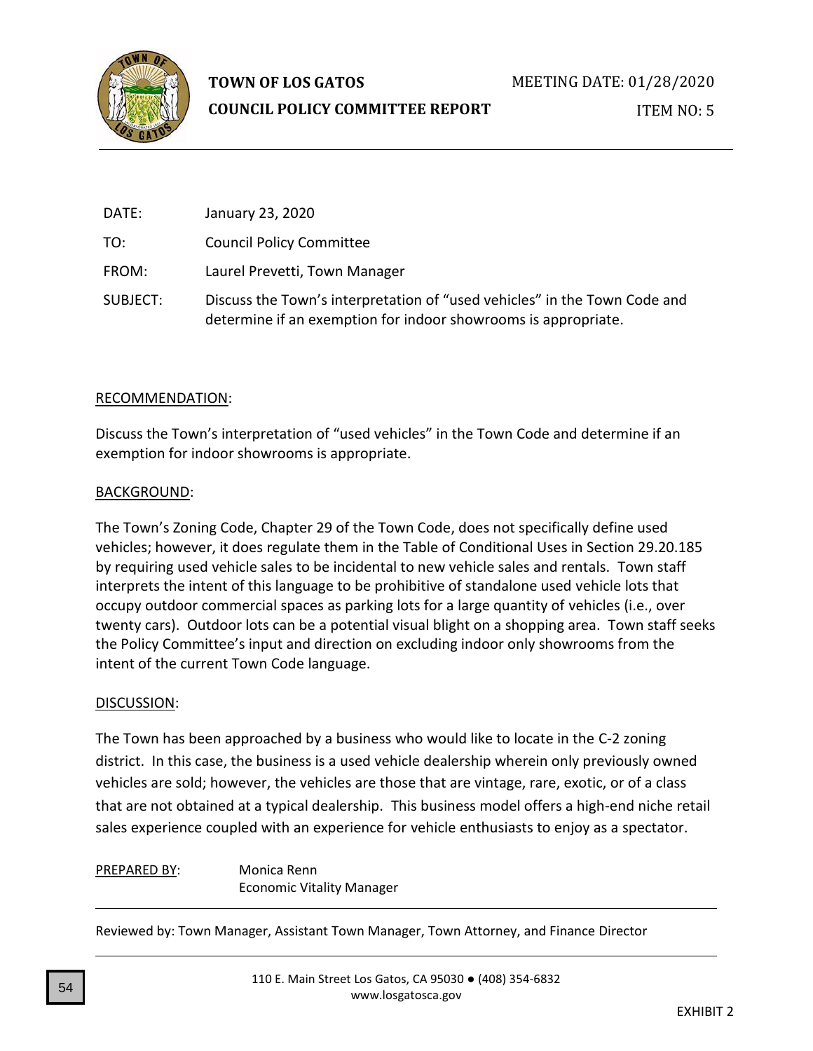**TOWN OF LOS GATOS**
**COUNCIL POLICY COMMITTEE REPORT**

MEETING DATE: 01/28/2020

ITEM NO: 5

DATE: January 23, 2020

TO: Council Policy Committee

FROM: Laurel Prevetti, Town Manager

SUBJECT: Discuss the Town's interpretation of "used vehicles" in the Town Code and determine if an exemption for indoor showrooms is appropriate.

## RECOMMENDATION:

Discuss the Town's interpretation of "used vehicles" in the Town Code and determine if an exemption for indoor showrooms is appropriate.

## BACKGROUND:

The Town's Zoning Code, Chapter 29 of the Town Code, does not specifically define used vehicles; however, it does regulate them in the Table of Conditional Uses in Section 29.20.185 by requiring used vehicle sales to be incidental to new vehicle sales and rentals. Town staff interprets the intent of this language to be prohibitive of standalone used vehicle lots that occupy outdoor commercial spaces as parking lots for a large quantity of vehicles (i.e., over twenty cars). Outdoor lots can be a potential visual blight on a shopping area. Town staff seeks the Policy Committee's input and direction on excluding indoor only showrooms from the intent of the current Town Code language.

## DISCUSSION:

The Town has been approached by a business who would like to locate in the C-2 zoning district. In this case, the business is a used vehicle dealership wherein only previously owned vehicles are sold; however, the vehicles are those that are vintage, rare, exotic, or of a class that are not obtained at a typical dealership. This business model offers a high-end niche retail sales experience coupled with an experience for vehicle enthusiasts to enjoy as a spectator.

PREPARED BY: Monica Renn
Economic Vitality Manager

Reviewed by: Town Manager, Assistant Town Manager, Town Attorney, and Finance Director

110 E. Main Street Los Gatos, CA 95030 ● (408) 354-6832
www.losgatosca.gov

EXHIBIT 2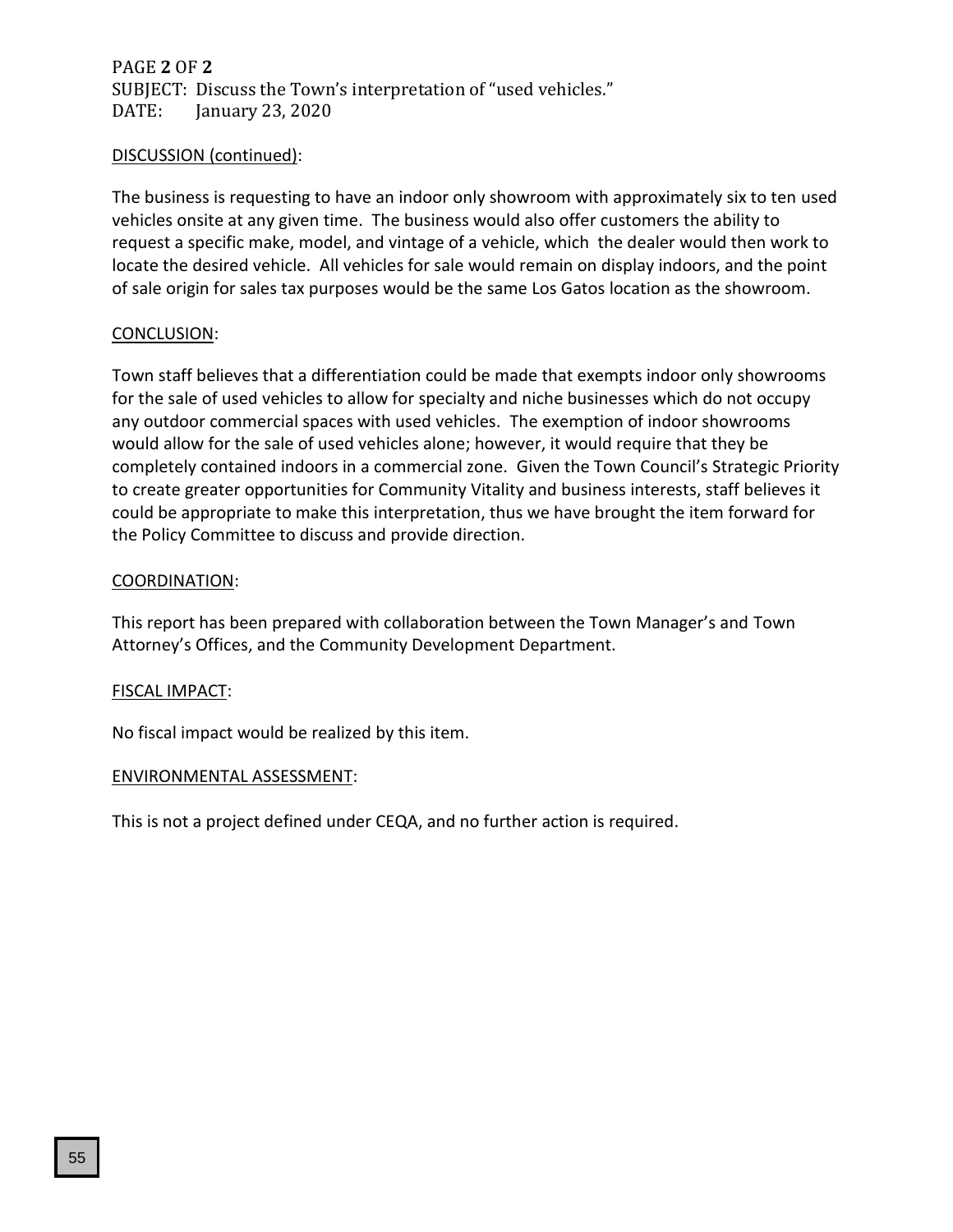SUBJECT: Discuss the Town's interpretation of "used vehicles."
DATE: January 23, 2020

DISCUSSION (continued):

The business is requesting to have an indoor only showroom with approximately six to ten used vehicles onsite at any given time. The business would also offer customers the ability to request a specific make, model, and vintage of a vehicle, which the dealer would then work to locate the desired vehicle. All vehicles for sale would remain on display indoors, and the point of sale origin for sales tax purposes would be the same Los Gatos location as the showroom.

CONCLUSION:

Town staff believes that a differentiation could be made that exempts indoor only showrooms for the sale of used vehicles to allow for specialty and niche businesses which do not occupy any outdoor commercial spaces with used vehicles. The exemption of indoor showrooms would allow for the sale of used vehicles alone; however, it would require that they be completely contained indoors in a commercial zone. Given the Town Council's Strategic Priority to create greater opportunities for Community Vitality and business interests, staff believes it could be appropriate to make this interpretation, thus we have brought the item forward for the Policy Committee to discuss and provide direction.

COORDINATION:

This report has been prepared with collaboration between the Town Manager's and Town Attorney's Offices, and the Community Development Department.

FISCAL IMPACT:

No fiscal impact would be realized by this item.

ENVIRONMENTAL ASSESSMENT:

This is not a project defined under CEQA, and no further action is required.